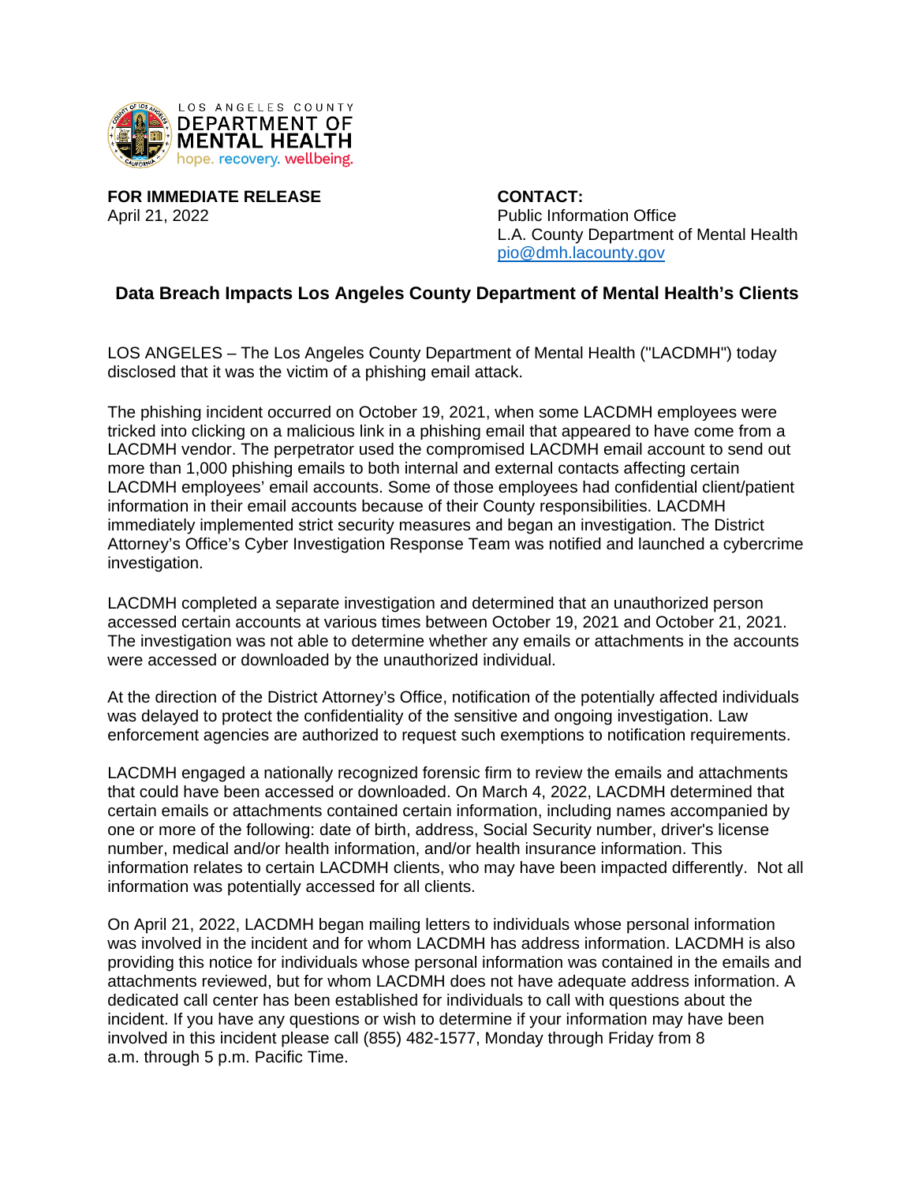LOS ANGELES COUNTY
DEPARTMENT OF
MENTAL HEALTH
hope. recovery. wellbeing.

**FOR IMMEDIATE RELEASE**
April 21, 2022

**CONTACT:**
Public Information Office
L.A. County Department of Mental Health
pio@dmh.lacounty.gov

## Data Breach Impacts Los Angeles County Department of Mental Health's Clients

LOS ANGELES – The Los Angeles County Department of Mental Health ("LACDMH") today disclosed that it was the victim of a phishing email attack.

The phishing incident occurred on October 19, 2021, when some LACDMH employees were tricked into clicking on a malicious link in a phishing email that appeared to have come from a LACDMH vendor. The perpetrator used the compromised LACDMH email account to send out more than 1,000 phishing emails to both internal and external contacts affecting certain LACDMH employees' email accounts. Some of those employees had confidential client/patient information in their email accounts because of their County responsibilities. LACDMH immediately implemented strict security measures and began an investigation. The District Attorney's Office's Cyber Investigation Response Team was notified and launched a cybercrime investigation.

LACDMH completed a separate investigation and determined that an unauthorized person accessed certain accounts at various times between October 19, 2021 and October 21, 2021. The investigation was not able to determine whether any emails or attachments in the accounts were accessed or downloaded by the unauthorized individual.

At the direction of the District Attorney's Office, notification of the potentially affected individuals was delayed to protect the confidentiality of the sensitive and ongoing investigation. Law enforcement agencies are authorized to request such exemptions to notification requirements.

LACDMH engaged a nationally recognized forensic firm to review the emails and attachments that could have been accessed or downloaded. On March 4, 2022, LACDMH determined that certain emails or attachments contained certain information, including names accompanied by one or more of the following: date of birth, address, Social Security number, driver's license number, medical and/or health information, and/or health insurance information. This information relates to certain LACDMH clients, who may have been impacted differently. Not all information was potentially accessed for all clients.

On April 21, 2022, LACDMH began mailing letters to individuals whose personal information was involved in the incident and for whom LACDMH has address information. LACDMH is also providing this notice for individuals whose personal information was contained in the emails and attachments reviewed, but for whom LACDMH does not have adequate address information. A dedicated call center has been established for individuals to call with questions about the incident. If you have any questions or wish to determine if your information may have been involved in this incident please call (855) 482-1577, Monday through Friday from 8 a.m. through 5 p.m. Pacific Time.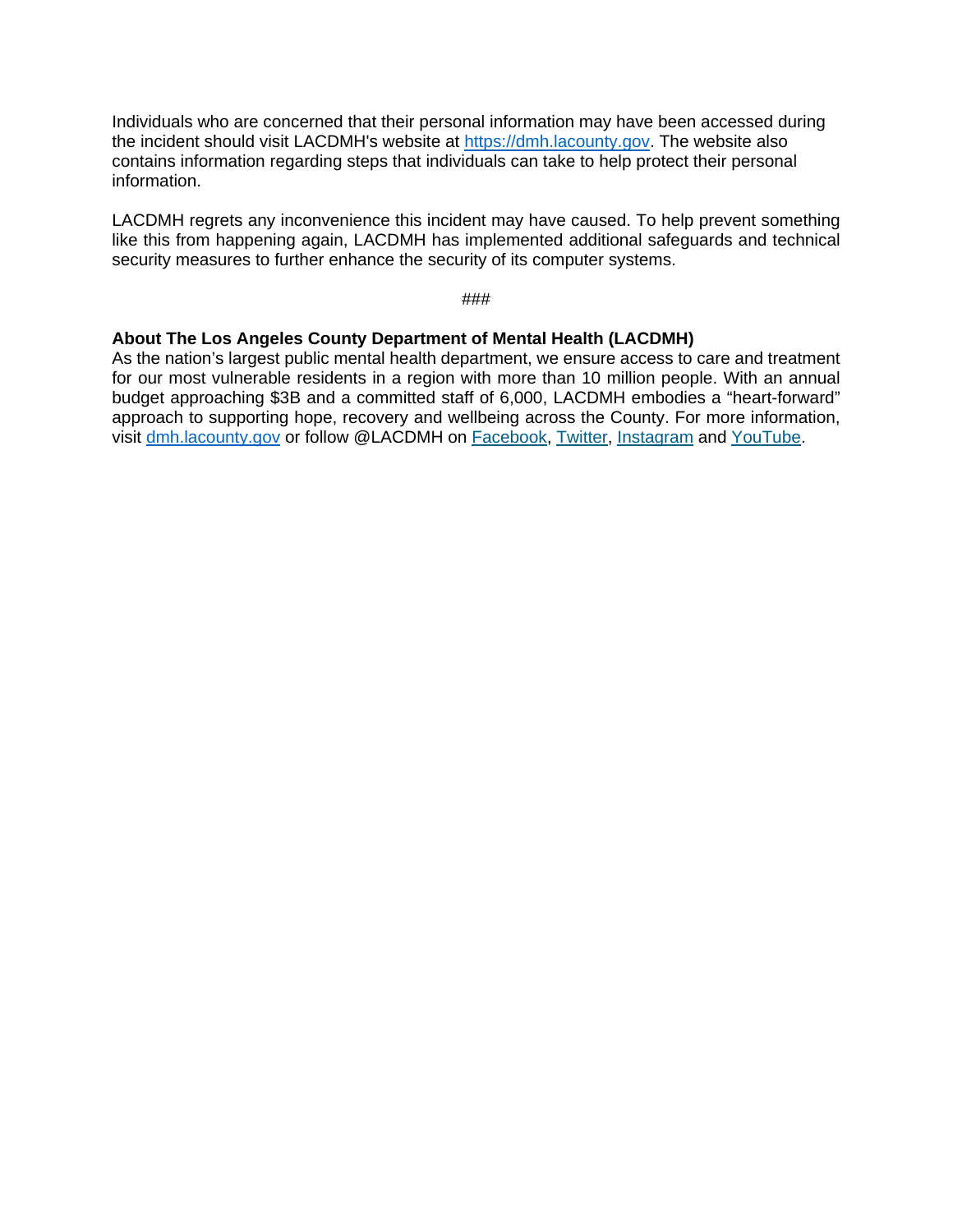Individuals who are concerned that their personal information may have been accessed during the incident should visit LACDMH's website at https://dmh.lacounty.gov. The website also contains information regarding steps that individuals can take to help protect their personal information.

LACDMH regrets any inconvenience this incident may have caused. To help prevent something like this from happening again, LACDMH has implemented additional safeguards and technical security measures to further enhance the security of its computer systems.

###

**About The Los Angeles County Department of Mental Health (LACDMH)**
As the nation's largest public mental health department, we ensure access to care and treatment for our most vulnerable residents in a region with more than 10 million people. With an annual budget approaching $3B and a committed staff of 6,000, LACDMH embodies a "heart-forward" approach to supporting hope, recovery and wellbeing across the County. For more information, visit dmh.lacounty.gov or follow @LACDMH on Facebook, Twitter, Instagram and YouTube.